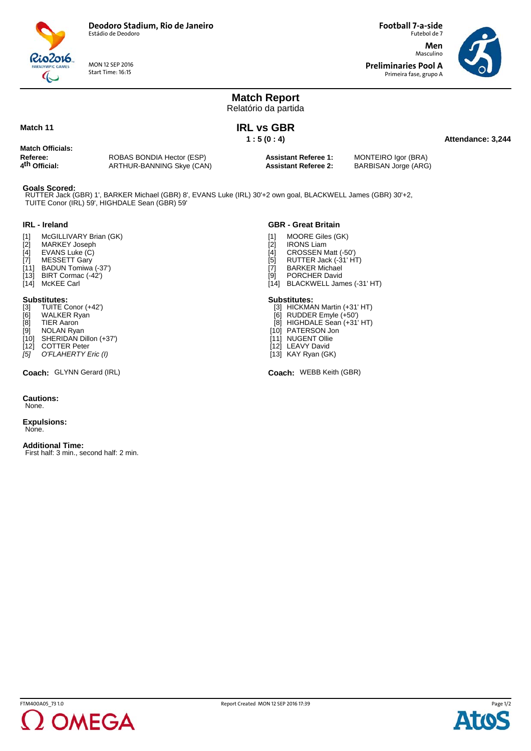**Deodoro Stadium, Rio de Janeiro**
Estádio de Deodoro

MON 12 SEP 2016
Start Time: 16:15

**Football 7-a-side**
Futebol de 7

**Men**
Masculino

**Preliminaries Pool A**
Primeira fase, grupo A

# Match Report
Relatório da partida

**Match 11**

## IRL vs GBR

**1 : 5 (0 : 4)**

**Attendance: 3,244**

**Match Officials:**

| | | | |
|---|---|---|---|
| **Referee:** | ROBAS BONDIA Hector (ESP) | **Assistant Referee 1:** | MONTEIRO Igor (BRA) |
| **4th Official:** | ARTHUR-BANNING Skye (CAN) | **Assistant Referee 2:** | BARBISAN Jorge (ARG) |

**Goals Scored:**
RUTTER Jack (GBR) 1', BARKER Michael (GBR) 8', EVANS Luke (IRL) 30'+2 own goal, BLACKWELL James (GBR) 30'+2, TUITE Conor (IRL) 59', HIGHDALE Sean (GBR) 59'

### IRL - Ireland

[1] McGILLIVARY Brian (GK)
[2] MARKEY Joseph
[4] EVANS Luke (C)
[7] MESSETT Gary
[11] BADUN Tomiwa (-37')
[13] BIRT Cormac (-42')
[14] McKEE Carl

**Substitutes:**
[3] TUITE Conor (+42')
[6] WALKER Ryan
[8] TIER Aaron
[9] NOLAN Ryan
[10] SHERIDAN Dillon (+37')
[12] COTTER Peter
*[5] O'FLAHERTY Eric (I)*

**Coach:** GLYNN Gerard (IRL)

### GBR - Great Britain

[1] MOORE Giles (GK)
[2] IRONS Liam
[4] CROSSEN Matt (-50')
[5] RUTTER Jack (-31' HT)
[7] BARKER Michael
[9] PORCHER David
[14] BLACKWELL James (-31' HT)

**Substitutes:**
[3] HICKMAN Martin (+31' HT)
[6] RUDDER Emyle (+50')
[8] HIGHDALE Sean (+31' HT)
[10] PATERSON Jon
[11] NUGENT Ollie
[12] LEAVY David
[13] KAY Ryan (GK)

**Coach:** WEBB Keith (GBR)

**Cautions:**
None.

**Expulsions:**
None.

**Additional Time:**
First half: 3 min., second half: 2 min.

FTM400A05_73 1.0 Report Created MON 12 SEP 2016 17:39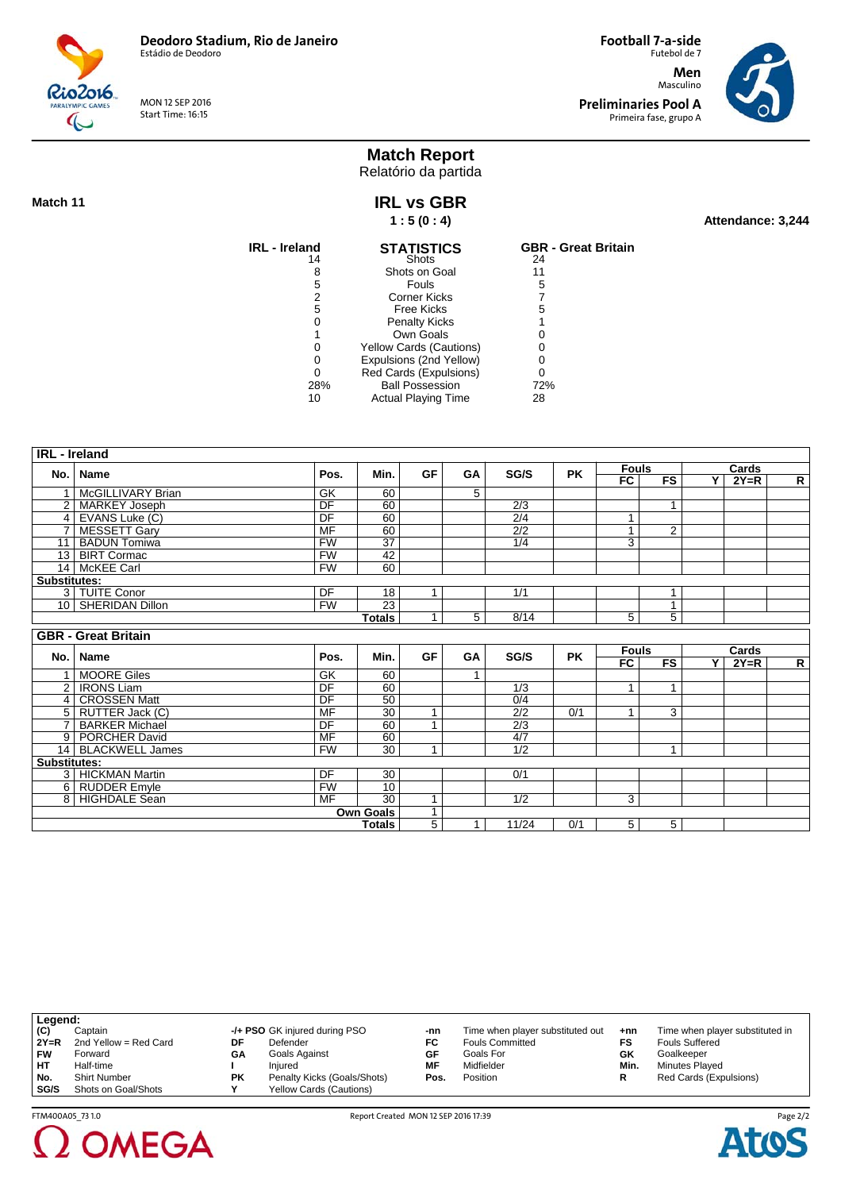Deodoro Stadium, Rio de Janeiro
Estádio de Deodoro

MON 12 SEP 2016
Start Time: 16:15

Football 7-a-side
Futebol de 7

Men
Masculino

Preliminaries Pool A
Primeira fase, grupo A

# Match Report
Relatório da partida

**Match 11**

## IRL vs GBR

**1 : 5 (0 : 4)**

**Attendance: 3,244**

| IRL - Ireland | STATISTICS | GBR - Great Britain |
|---|---|---|
| 14 | Shots | 24 |
| 8 | Shots on Goal | 11 |
| 5 | Fouls | 5 |
| 2 | Corner Kicks | 7 |
| 5 | Free Kicks | 5 |
| 0 | Penalty Kicks | 1 |
| 1 | Own Goals | 0 |
| 0 | Yellow Cards (Cautions) | 0 |
| 0 | Expulsions (2nd Yellow) | 0 |
| 0 | Red Cards (Expulsions) | 0 |
| 28% | Ball Possession | 72% |
| 10 | Actual Playing Time | 28 |

### IRL - Ireland

| No. | Name | Pos. | Min. | GF | GA | SG/S | PK | Fouls | | Cards | | |
|---|---|---|---|---|---|---|---|---|---|---|---|---|
| | | | | | | | | FC | FS | Y | 2Y=R | R |
| 1 | McGILLIVARY Brian | GK | 60 | | 5 | | | | | | | |
| 2 | MARKEY Joseph | DF | 60 | | | 2/3 | | | 1 | | | |
| 4 | EVANS Luke (C) | DF | 60 | | | 2/4 | | 1 | | | | |
| 7 | MESSETT Gary | MF | 60 | | | 2/2 | | 1 | 2 | | | |
| 11 | BADUN Tomiwa | FW | 37 | | | 1/4 | | 3 | | | | |
| 13 | BIRT Cormac | FW | 42 | | | | | | | | | |
| 14 | McKEE Carl | FW | 60 | | | | | | | | | |
| **Substitutes:** | | | | | | | | | | | | |
| 3 | TUITE Conor | DF | 18 | 1 | | 1/1 | | | 1 | | | |
| 10 | SHERIDAN Dillon | FW | 23 | | | | | | 1 | | | |
| | | | **Totals** | 1 | 5 | 8/14 | | 5 | 5 | | | |

### GBR - Great Britain

| No. | Name | Pos. | Min. | GF | GA | SG/S | PK | Fouls | | Cards | | |
|---|---|---|---|---|---|---|---|---|---|---|---|---|
| | | | | | | | | FC | FS | Y | 2Y=R | R |
| 1 | MOORE Giles | GK | 60 | | 1 | | | | | | | |
| 2 | IRONS Liam | DF | 60 | | | 1/3 | | 1 | 1 | | | |
| 4 | CROSSEN Matt | DF | 50 | | | 0/4 | | | | | | |
| 5 | RUTTER Jack (C) | MF | 30 | 1 | | 2/2 | 0/1 | 1 | 3 | | | |
| 7 | BARKER Michael | DF | 60 | 1 | | 2/3 | | | | | | |
| 9 | PORCHER David | MF | 60 | | | 4/7 | | | | | | |
| 14 | BLACKWELL James | FW | 30 | 1 | | 1/2 | | | 1 | | | |
| **Substitutes:** | | | | | | | | | | | | |
| 3 | HICKMAN Martin | DF | 30 | | | 0/1 | | | | | | |
| 6 | RUDDER Emyle | FW | 10 | | | | | | | | | |
| 8 | HIGHDALE Sean | MF | 30 | 1 | | 1/2 | | 3 | | | | |
| | | | **Own Goals** | 1 | | | | | | | | |
| | | | **Totals** | 5 | 1 | 11/24 | 0/1 | 5 | 5 | | | |

**Legend:**

| | | | | | | | |
|---|---|---|---|---|---|---|---|
| (C) | Captain | -/+ PSO | GK injured during PSO | -nn | Time when player substituted out | +nn | Time when player substituted in |
| 2Y=R | 2nd Yellow = Red Card | DF | Defender | FC | Fouls Committed | FS | Fouls Suffered |
| FW | Forward | GA | Goals Against | GF | Goals For | GK | Goalkeeper |
| HT | Half-time | I | Injured | MF | Midfielder | Min. | Minutes Played |
| No. | Shirt Number | PK | Penalty Kicks (Goals/Shots) | Pos. | Position | R | Red Cards (Expulsions) |
| SG/S | Shots on Goal/Shots | Y | Yellow Cards (Cautions) | | | | |

FTM400A05_73 1.0 Report Created MON 12 SEP 2016 17:39